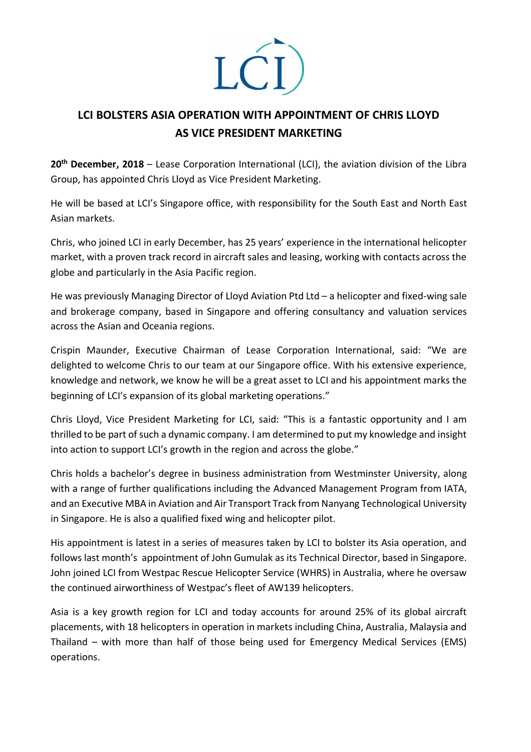LCI

# LCI BOLSTERS ASIA OPERATION WITH APPOINTMENT OF CHRIS LLOYD AS VICE PRESIDENT MARKETING

**20th December, 2018** – Lease Corporation International (LCI), the aviation division of the Libra Group, has appointed Chris Lloyd as Vice President Marketing.

He will be based at LCI's Singapore office, with responsibility for the South East and North East Asian markets.

Chris, who joined LCI in early December, has 25 years' experience in the international helicopter market, with a proven track record in aircraft sales and leasing, working with contacts across the globe and particularly in the Asia Pacific region.

He was previously Managing Director of Lloyd Aviation Ptd Ltd – a helicopter and fixed-wing sale and brokerage company, based in Singapore and offering consultancy and valuation services across the Asian and Oceania regions.

Crispin Maunder, Executive Chairman of Lease Corporation International, said: "We are delighted to welcome Chris to our team at our Singapore office. With his extensive experience, knowledge and network, we know he will be a great asset to LCI and his appointment marks the beginning of LCI's expansion of its global marketing operations."

Chris Lloyd, Vice President Marketing for LCI, said: "This is a fantastic opportunity and I am thrilled to be part of such a dynamic company. I am determined to put my knowledge and insight into action to support LCI's growth in the region and across the globe."

Chris holds a bachelor's degree in business administration from Westminster University, along with a range of further qualifications including the Advanced Management Program from IATA, and an Executive MBA in Aviation and Air Transport Track from Nanyang Technological University in Singapore. He is also a qualified fixed wing and helicopter pilot.

His appointment is latest in a series of measures taken by LCI to bolster its Asia operation, and follows last month's appointment of John Gumulak as its Technical Director, based in Singapore. John joined LCI from Westpac Rescue Helicopter Service (WHRS) in Australia, where he oversaw the continued airworthiness of Westpac's fleet of AW139 helicopters.

Asia is a key growth region for LCI and today accounts for around 25% of its global aircraft placements, with 18 helicopters in operation in markets including China, Australia, Malaysia and Thailand – with more than half of those being used for Emergency Medical Services (EMS) operations.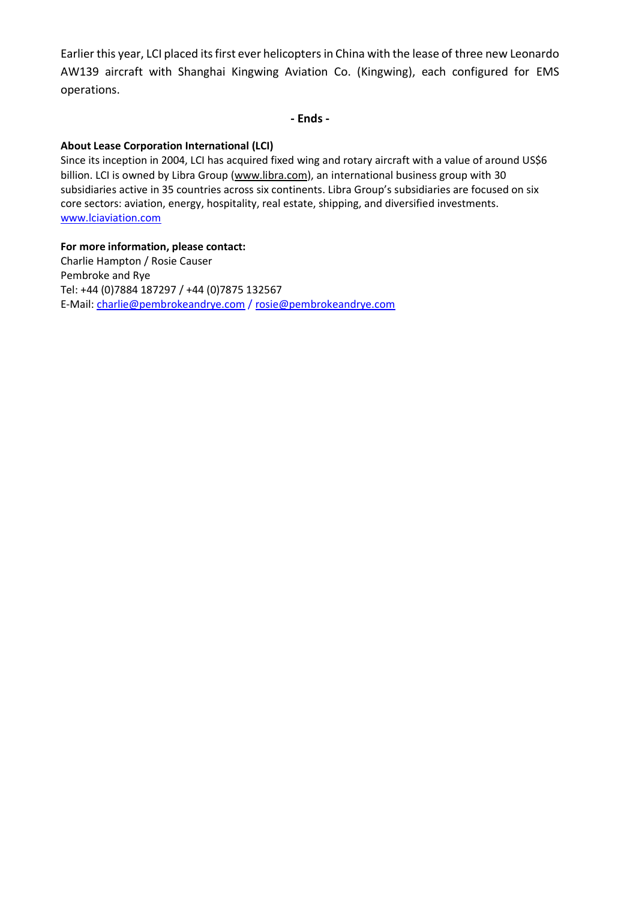Earlier this year, LCI placed its first ever helicopters in China with the lease of three new Leonardo AW139 aircraft with Shanghai Kingwing Aviation Co. (Kingwing), each configured for EMS operations.

**- Ends -**

**About Lease Corporation International (LCI)**

Since its inception in 2004, LCI has acquired fixed wing and rotary aircraft with a value of around US$6 billion. LCI is owned by Libra Group (www.libra.com), an international business group with 30 subsidiaries active in 35 countries across six continents. Libra Group's subsidiaries are focused on six core sectors: aviation, energy, hospitality, real estate, shipping, and diversified investments. www.lciaviation.com

**For more information, please contact:**

Charlie Hampton / Rosie Causer
Pembroke and Rye
Tel: +44 (0)7884 187297 / +44 (0)7875 132567
E-Mail: charlie@pembrokeandrye.com / rosie@pembrokeandrye.com